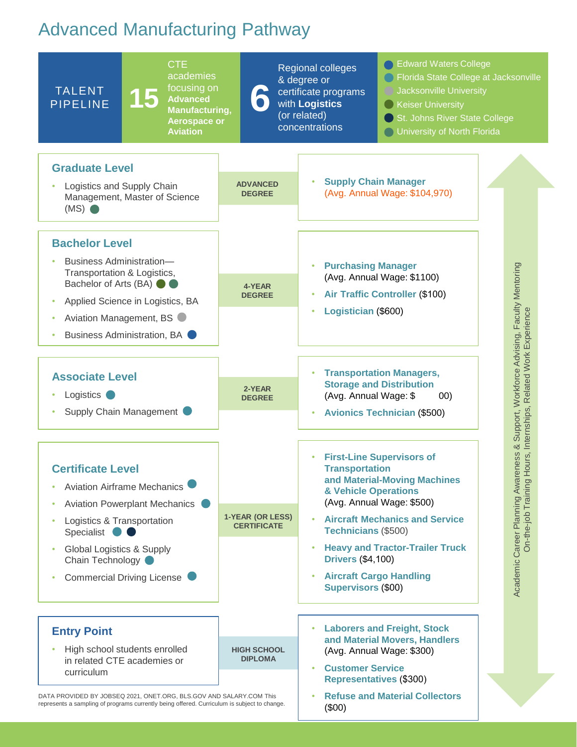# Advanced Manufacturing Pathway

| TALENT PIPELINE | 15 | CTE academies focusing on **Advanced Manufacturing, Aerospace or Aviation** | 6 | Regional colleges & degree or certificate programs with **Logistics** (or related) concentrations |
|---|---|---|---|---|

- Edward Waters College
- Florida State College at Jacksonville
- Jacksonville University
- Keiser University
- St. Johns River State College
- University of North Florida

## Graduate Level

- Logistics and Supply Chain Management, Master of Science (MS)

**ADVANCED DEGREE**

- **Supply Chain Manager** (Avg. Annual Wage: $104,970)

## Bachelor Level

- Business Administration—Transportation & Logistics, Bachelor of Arts (BA)
- Applied Science in Logistics, BA
- Aviation Management, BS
- Business Administration, BA

**4-YEAR DEGREE**

- **Purchasing Manager** (Avg. Annual Wage: $1100)
- **Air Traffic Controller** ($100)
- **Logistician** ($600)

## Associate Level

- Logistics
- Supply Chain Management

**2-YEAR DEGREE**

- **Transportation Managers, Storage and Distribution** (Avg. Annual Wage: $ 00)
- **Avionics Technician** ($500)

## Certificate Level

- Aviation Airframe Mechanics
- Aviation Powerplant Mechanics
- Logistics & Transportation Specialist
- Global Logistics & Supply Chain Technology
- Commercial Driving License

**1-YEAR (OR LESS) CERTIFICATE**

- **First-Line Supervisors of Transportation and Material-Moving Machines & Vehicle Operations** (Avg. Annual Wage: $500)
- **Aircraft Mechanics and Service Technicians** ($500)
- **Heavy and Tractor-Trailer Truck Drivers** ($4,100)
- **Aircraft Cargo Handling Supervisors** ($00)

## Entry Point

- High school students enrolled in related CTE academies or curriculum

**HIGH SCHOOL DIPLOMA**

- **Laborers and Freight, Stock and Material Movers, Handlers** (Avg. Annual Wage: $300)
- **Customer Service Representatives** ($300)
- **Refuse and Material Collectors** ($00)

Academic Career Planning Awareness & Support, Workforce Advising, Faculty Mentoring
On-the-job Training Hours, Internships, Related Work Experience

DATA PROVIDED BY JOBSEQ 2021, ONET.ORG, BLS.GOV AND SALARY.COM This represents a sampling of programs currently being offered. Curriculum is subject to change.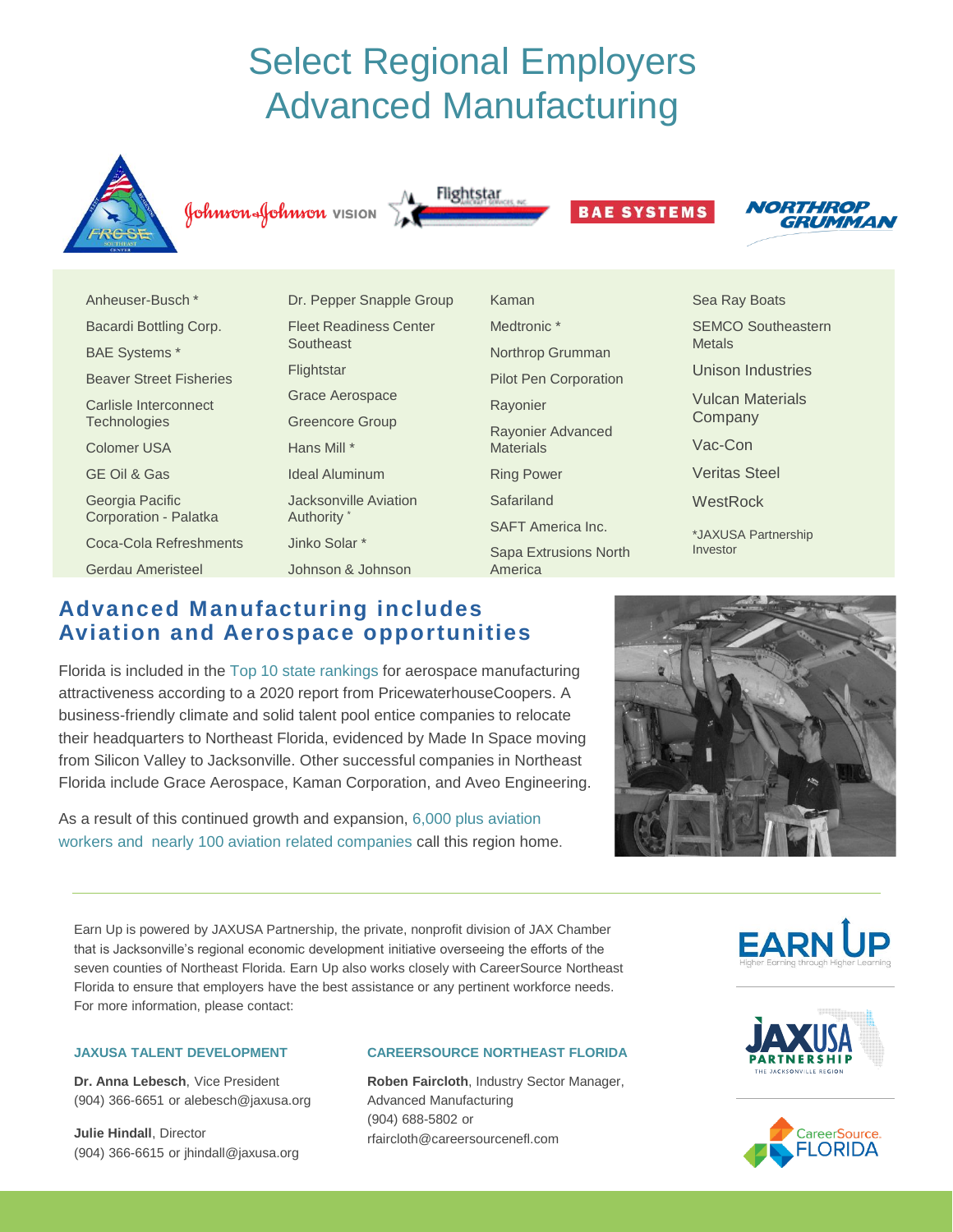# Select Regional Employers Advanced Manufacturing

- Anheuser-Busch *
- Bacardi Bottling Corp.
- BAE Systems *
- Beaver Street Fisheries
- Carlisle Interconnect Technologies
- Colomer USA
- GE Oil & Gas
- Georgia Pacific Corporation - Palatka
- Coca-Cola Refreshments
- Gerdau Ameristeel
- Dr. Pepper Snapple Group
- Fleet Readiness Center Southeast
- Flightstar
- Grace Aerospace
- Greencore Group
- Hans Mill *
- Ideal Aluminum
- Jacksonville Aviation Authority *
- Jinko Solar *
- Johnson & Johnson
- Kaman
- Medtronic *
- Northrop Grumman
- Pilot Pen Corporation
- Rayonier
- Rayonier Advanced Materials
- Ring Power
- Safariland
- SAFT America Inc.
- Sapa Extrusions North America
- Sea Ray Boats
- SEMCO Southeastern Metals
- Unison Industries
- Vulcan Materials Company
- Vac-Con
- Veritas Steel
- WestRock

*JAXUSA Partnership Investor

## Advanced Manufacturing includes Aviation and Aerospace opportunities

Florida is included in the Top 10 state rankings for aerospace manufacturing attractiveness according to a 2020 report from PricewaterhouseCoopers. A business-friendly climate and solid talent pool entice companies to relocate their headquarters to Northeast Florida, evidenced by Made In Space moving from Silicon Valley to Jacksonville. Other successful companies in Northeast Florida include Grace Aerospace, Kaman Corporation, and Aveo Engineering.

As a result of this continued growth and expansion, 6,000 plus aviation workers and nearly 100 aviation related companies call this region home.

---

Earn Up is powered by JAXUSA Partnership, the private, nonprofit division of JAX Chamber that is Jacksonville's regional economic development initiative overseeing the efforts of the seven counties of Northeast Florida. Earn Up also works closely with CareerSource Northeast Florida to ensure that employers have the best assistance or any pertinent workforce needs. For more information, please contact:

### JAXUSA TALENT DEVELOPMENT

**Dr. Anna Lebesch**, Vice President
(904) 366-6651 or alebesch@jaxusa.org

**Julie Hindall**, Director
(904) 366-6615 or jhindall@jaxusa.org

### CAREERSOURCE NORTHEAST FLORIDA

**Roben Faircloth**, Industry Sector Manager, Advanced Manufacturing
(904) 688-5802 or
rfaircloth@careersourcenefl.com